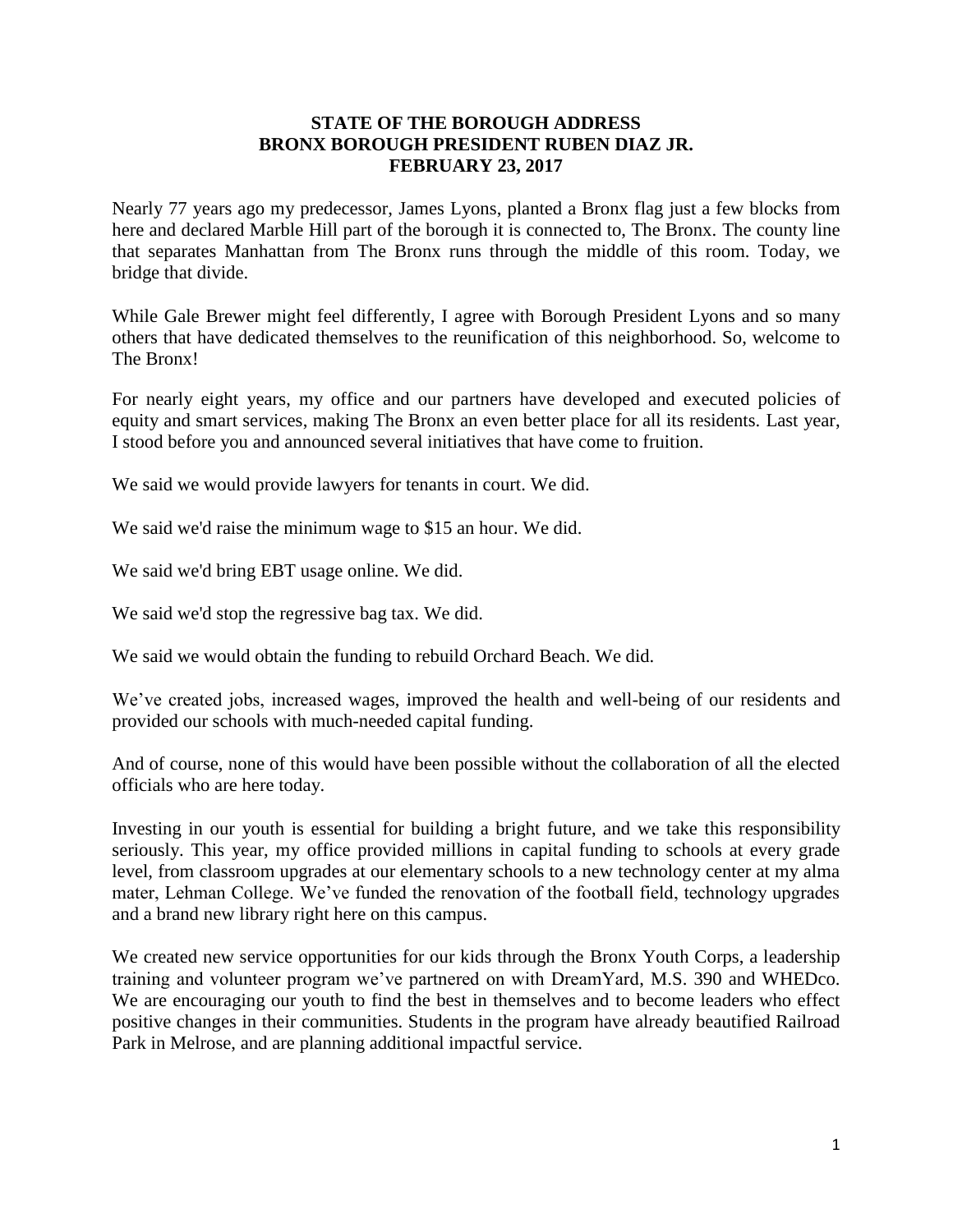# STATE OF THE BOROUGH ADDRESS
# BRONX BOROUGH PRESIDENT RUBEN DIAZ JR.
# FEBRUARY 23, 2017

Nearly 77 years ago my predecessor, James Lyons, planted a Bronx flag just a few blocks from here and declared Marble Hill part of the borough it is connected to, The Bronx. The county line that separates Manhattan from The Bronx runs through the middle of this room. Today, we bridge that divide.

While Gale Brewer might feel differently, I agree with Borough President Lyons and so many others that have dedicated themselves to the reunification of this neighborhood. So, welcome to The Bronx!

For nearly eight years, my office and our partners have developed and executed policies of equity and smart services, making The Bronx an even better place for all its residents. Last year, I stood before you and announced several initiatives that have come to fruition.

We said we would provide lawyers for tenants in court. We did.

We said we'd raise the minimum wage to $15 an hour. We did.

We said we'd bring EBT usage online. We did.

We said we'd stop the regressive bag tax. We did.

We said we would obtain the funding to rebuild Orchard Beach. We did.

We've created jobs, increased wages, improved the health and well-being of our residents and provided our schools with much-needed capital funding.

And of course, none of this would have been possible without the collaboration of all the elected officials who are here today.

Investing in our youth is essential for building a bright future, and we take this responsibility seriously. This year, my office provided millions in capital funding to schools at every grade level, from classroom upgrades at our elementary schools to a new technology center at my alma mater, Lehman College. We've funded the renovation of the football field, technology upgrades and a brand new library right here on this campus.

We created new service opportunities for our kids through the Bronx Youth Corps, a leadership training and volunteer program we've partnered on with DreamYard, M.S. 390 and WHEDco. We are encouraging our youth to find the best in themselves and to become leaders who effect positive changes in their communities. Students in the program have already beautified Railroad Park in Melrose, and are planning additional impactful service.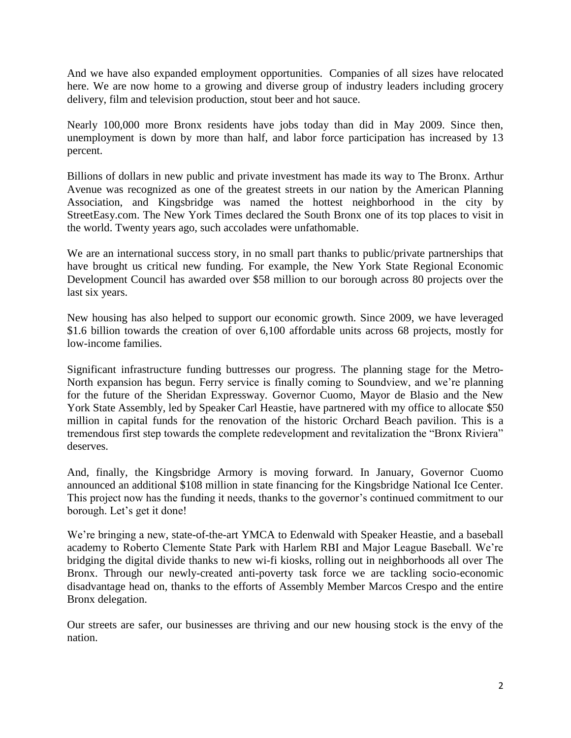And we have also expanded employment opportunities. Companies of all sizes have relocated here. We are now home to a growing and diverse group of industry leaders including grocery delivery, film and television production, stout beer and hot sauce.

Nearly 100,000 more Bronx residents have jobs today than did in May 2009. Since then, unemployment is down by more than half, and labor force participation has increased by 13 percent.

Billions of dollars in new public and private investment has made its way to The Bronx. Arthur Avenue was recognized as one of the greatest streets in our nation by the American Planning Association, and Kingsbridge was named the hottest neighborhood in the city by StreetEasy.com. The New York Times declared the South Bronx one of its top places to visit in the world. Twenty years ago, such accolades were unfathomable.

We are an international success story, in no small part thanks to public/private partnerships that have brought us critical new funding. For example, the New York State Regional Economic Development Council has awarded over $58 million to our borough across 80 projects over the last six years.

New housing has also helped to support our economic growth. Since 2009, we have leveraged $1.6 billion towards the creation of over 6,100 affordable units across 68 projects, mostly for low-income families.

Significant infrastructure funding buttresses our progress. The planning stage for the Metro-North expansion has begun. Ferry service is finally coming to Soundview, and we're planning for the future of the Sheridan Expressway. Governor Cuomo, Mayor de Blasio and the New York State Assembly, led by Speaker Carl Heastie, have partnered with my office to allocate $50 million in capital funds for the renovation of the historic Orchard Beach pavilion. This is a tremendous first step towards the complete redevelopment and revitalization the "Bronx Riviera" deserves.

And, finally, the Kingsbridge Armory is moving forward. In January, Governor Cuomo announced an additional $108 million in state financing for the Kingsbridge National Ice Center. This project now has the funding it needs, thanks to the governor's continued commitment to our borough. Let's get it done!

We're bringing a new, state-of-the-art YMCA to Edenwald with Speaker Heastie, and a baseball academy to Roberto Clemente State Park with Harlem RBI and Major League Baseball. We're bridging the digital divide thanks to new wi-fi kiosks, rolling out in neighborhoods all over The Bronx. Through our newly-created anti-poverty task force we are tackling socio-economic disadvantage head on, thanks to the efforts of Assembly Member Marcos Crespo and the entire Bronx delegation.

Our streets are safer, our businesses are thriving and our new housing stock is the envy of the nation.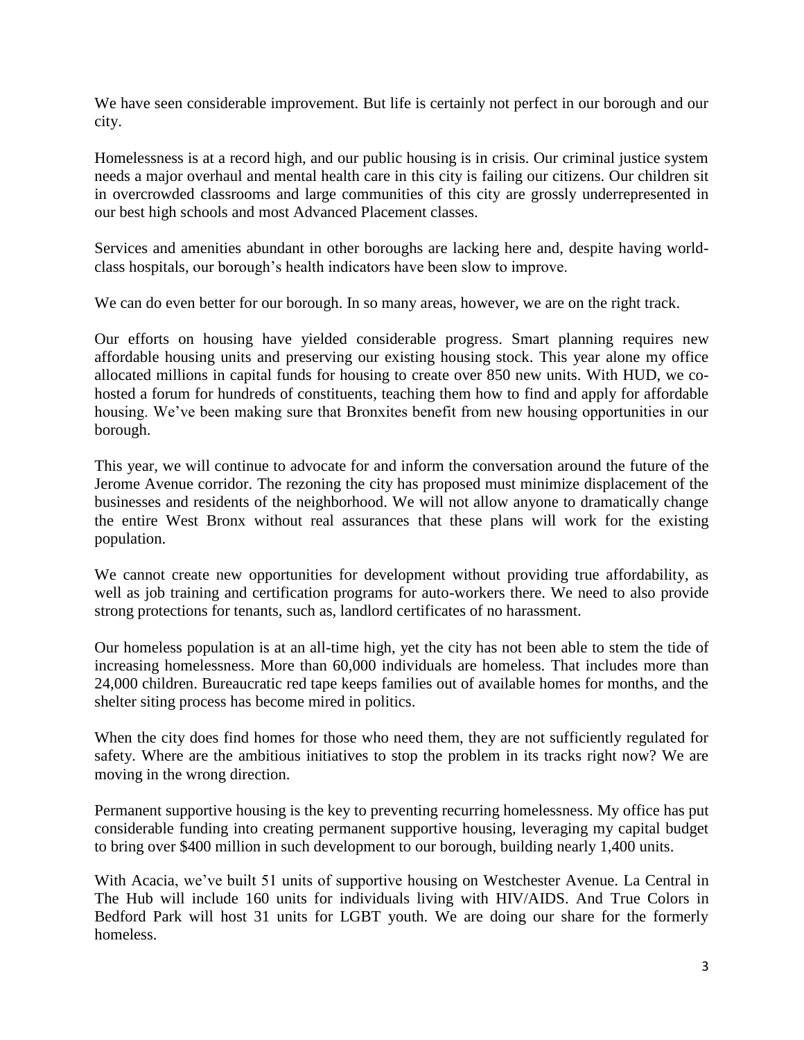We have seen considerable improvement. But life is certainly not perfect in our borough and our city.

Homelessness is at a record high, and our public housing is in crisis. Our criminal justice system needs a major overhaul and mental health care in this city is failing our citizens. Our children sit in overcrowded classrooms and large communities of this city are grossly underrepresented in our best high schools and most Advanced Placement classes.

Services and amenities abundant in other boroughs are lacking here and, despite having world-class hospitals, our borough's health indicators have been slow to improve.

We can do even better for our borough. In so many areas, however, we are on the right track.

Our efforts on housing have yielded considerable progress. Smart planning requires new affordable housing units and preserving our existing housing stock. This year alone my office allocated millions in capital funds for housing to create over 850 new units. With HUD, we co-hosted a forum for hundreds of constituents, teaching them how to find and apply for affordable housing. We've been making sure that Bronxites benefit from new housing opportunities in our borough.

This year, we will continue to advocate for and inform the conversation around the future of the Jerome Avenue corridor. The rezoning the city has proposed must minimize displacement of the businesses and residents of the neighborhood. We will not allow anyone to dramatically change the entire West Bronx without real assurances that these plans will work for the existing population.

We cannot create new opportunities for development without providing true affordability, as well as job training and certification programs for auto-workers there. We need to also provide strong protections for tenants, such as, landlord certificates of no harassment.

Our homeless population is at an all-time high, yet the city has not been able to stem the tide of increasing homelessness. More than 60,000 individuals are homeless. That includes more than 24,000 children. Bureaucratic red tape keeps families out of available homes for months, and the shelter siting process has become mired in politics.

When the city does find homes for those who need them, they are not sufficiently regulated for safety. Where are the ambitious initiatives to stop the problem in its tracks right now? We are moving in the wrong direction.

Permanent supportive housing is the key to preventing recurring homelessness. My office has put considerable funding into creating permanent supportive housing, leveraging my capital budget to bring over $400 million in such development to our borough, building nearly 1,400 units.

With Acacia, we've built 51 units of supportive housing on Westchester Avenue. La Central in The Hub will include 160 units for individuals living with HIV/AIDS. And True Colors in Bedford Park will host 31 units for LGBT youth. We are doing our share for the formerly homeless.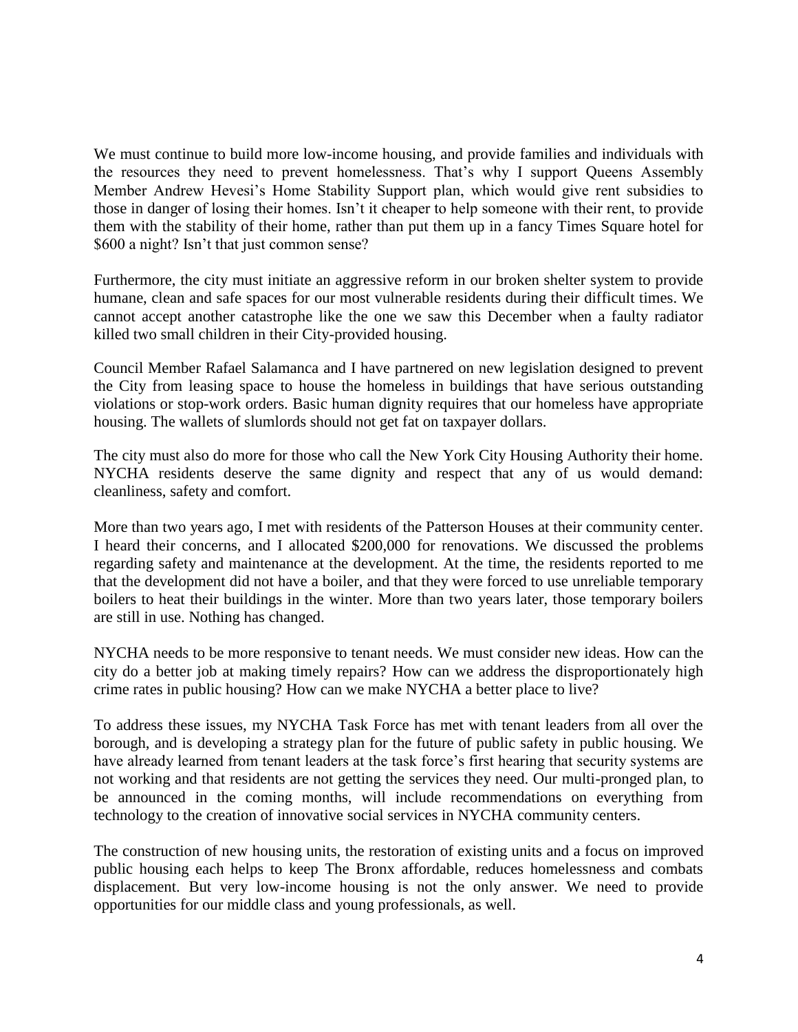We must continue to build more low-income housing, and provide families and individuals with the resources they need to prevent homelessness. That's why I support Queens Assembly Member Andrew Hevesi's Home Stability Support plan, which would give rent subsidies to those in danger of losing their homes. Isn't it cheaper to help someone with their rent, to provide them with the stability of their home, rather than put them up in a fancy Times Square hotel for $600 a night? Isn't that just common sense?

Furthermore, the city must initiate an aggressive reform in our broken shelter system to provide humane, clean and safe spaces for our most vulnerable residents during their difficult times. We cannot accept another catastrophe like the one we saw this December when a faulty radiator killed two small children in their City-provided housing.

Council Member Rafael Salamanca and I have partnered on new legislation designed to prevent the City from leasing space to house the homeless in buildings that have serious outstanding violations or stop-work orders. Basic human dignity requires that our homeless have appropriate housing. The wallets of slumlords should not get fat on taxpayer dollars.

The city must also do more for those who call the New York City Housing Authority their home. NYCHA residents deserve the same dignity and respect that any of us would demand: cleanliness, safety and comfort.

More than two years ago, I met with residents of the Patterson Houses at their community center. I heard their concerns, and I allocated $200,000 for renovations. We discussed the problems regarding safety and maintenance at the development. At the time, the residents reported to me that the development did not have a boiler, and that they were forced to use unreliable temporary boilers to heat their buildings in the winter. More than two years later, those temporary boilers are still in use. Nothing has changed.

NYCHA needs to be more responsive to tenant needs. We must consider new ideas. How can the city do a better job at making timely repairs? How can we address the disproportionately high crime rates in public housing? How can we make NYCHA a better place to live?

To address these issues, my NYCHA Task Force has met with tenant leaders from all over the borough, and is developing a strategy plan for the future of public safety in public housing. We have already learned from tenant leaders at the task force's first hearing that security systems are not working and that residents are not getting the services they need. Our multi-pronged plan, to be announced in the coming months, will include recommendations on everything from technology to the creation of innovative social services in NYCHA community centers.

The construction of new housing units, the restoration of existing units and a focus on improved public housing each helps to keep The Bronx affordable, reduces homelessness and combats displacement. But very low-income housing is not the only answer. We need to provide opportunities for our middle class and young professionals, as well.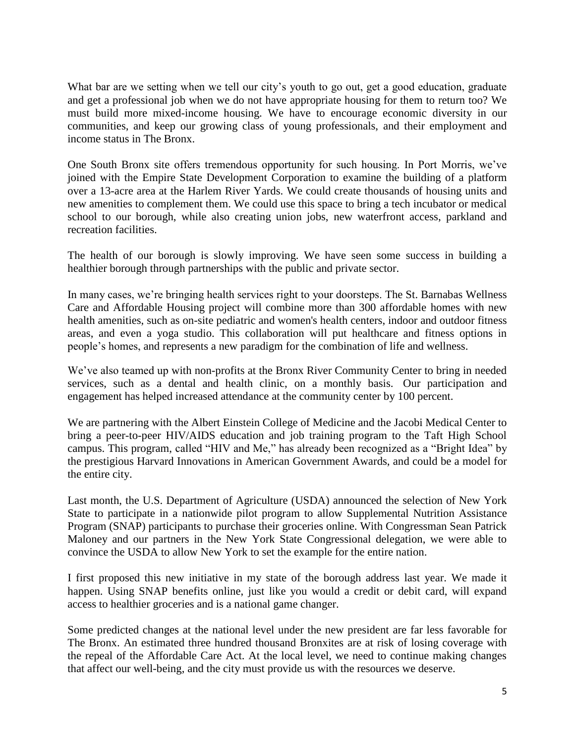What bar are we setting when we tell our city's youth to go out, get a good education, graduate and get a professional job when we do not have appropriate housing for them to return too? We must build more mixed-income housing. We have to encourage economic diversity in our communities, and keep our growing class of young professionals, and their employment and income status in The Bronx.

One South Bronx site offers tremendous opportunity for such housing. In Port Morris, we've joined with the Empire State Development Corporation to examine the building of a platform over a 13-acre area at the Harlem River Yards. We could create thousands of housing units and new amenities to complement them. We could use this space to bring a tech incubator or medical school to our borough, while also creating union jobs, new waterfront access, parkland and recreation facilities.

The health of our borough is slowly improving. We have seen some success in building a healthier borough through partnerships with the public and private sector.

In many cases, we're bringing health services right to your doorsteps. The St. Barnabas Wellness Care and Affordable Housing project will combine more than 300 affordable homes with new health amenities, such as on-site pediatric and women's health centers, indoor and outdoor fitness areas, and even a yoga studio. This collaboration will put healthcare and fitness options in people's homes, and represents a new paradigm for the combination of life and wellness.

We've also teamed up with non-profits at the Bronx River Community Center to bring in needed services, such as a dental and health clinic, on a monthly basis. Our participation and engagement has helped increased attendance at the community center by 100 percent.

We are partnering with the Albert Einstein College of Medicine and the Jacobi Medical Center to bring a peer-to-peer HIV/AIDS education and job training program to the Taft High School campus. This program, called "HIV and Me," has already been recognized as a "Bright Idea" by the prestigious Harvard Innovations in American Government Awards, and could be a model for the entire city.

Last month, the U.S. Department of Agriculture (USDA) announced the selection of New York State to participate in a nationwide pilot program to allow Supplemental Nutrition Assistance Program (SNAP) participants to purchase their groceries online. With Congressman Sean Patrick Maloney and our partners in the New York State Congressional delegation, we were able to convince the USDA to allow New York to set the example for the entire nation.

I first proposed this new initiative in my state of the borough address last year. We made it happen. Using SNAP benefits online, just like you would a credit or debit card, will expand access to healthier groceries and is a national game changer.

Some predicted changes at the national level under the new president are far less favorable for The Bronx. An estimated three hundred thousand Bronxites are at risk of losing coverage with the repeal of the Affordable Care Act. At the local level, we need to continue making changes that affect our well-being, and the city must provide us with the resources we deserve.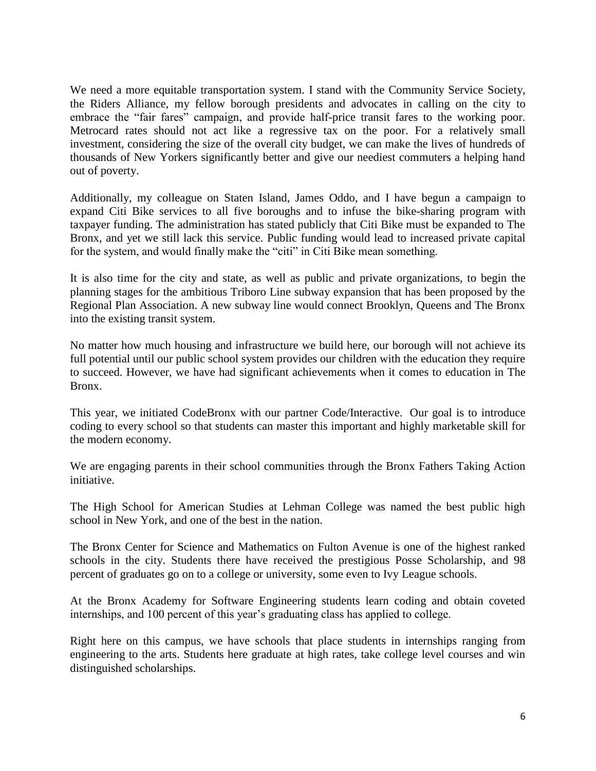We need a more equitable transportation system. I stand with the Community Service Society, the Riders Alliance, my fellow borough presidents and advocates in calling on the city to embrace the "fair fares" campaign, and provide half-price transit fares to the working poor. Metrocard rates should not act like a regressive tax on the poor. For a relatively small investment, considering the size of the overall city budget, we can make the lives of hundreds of thousands of New Yorkers significantly better and give our neediest commuters a helping hand out of poverty.

Additionally, my colleague on Staten Island, James Oddo, and I have begun a campaign to expand Citi Bike services to all five boroughs and to infuse the bike-sharing program with taxpayer funding. The administration has stated publicly that Citi Bike must be expanded to The Bronx, and yet we still lack this service. Public funding would lead to increased private capital for the system, and would finally make the "citi" in Citi Bike mean something.

It is also time for the city and state, as well as public and private organizations, to begin the planning stages for the ambitious Triboro Line subway expansion that has been proposed by the Regional Plan Association. A new subway line would connect Brooklyn, Queens and The Bronx into the existing transit system.

No matter how much housing and infrastructure we build here, our borough will not achieve its full potential until our public school system provides our children with the education they require to succeed. However, we have had significant achievements when it comes to education in The Bronx.

This year, we initiated CodeBronx with our partner Code/Interactive. Our goal is to introduce coding to every school so that students can master this important and highly marketable skill for the modern economy.

We are engaging parents in their school communities through the Bronx Fathers Taking Action initiative.

The High School for American Studies at Lehman College was named the best public high school in New York, and one of the best in the nation.

The Bronx Center for Science and Mathematics on Fulton Avenue is one of the highest ranked schools in the city. Students there have received the prestigious Posse Scholarship, and 98 percent of graduates go on to a college or university, some even to Ivy League schools.

At the Bronx Academy for Software Engineering students learn coding and obtain coveted internships, and 100 percent of this year's graduating class has applied to college.

Right here on this campus, we have schools that place students in internships ranging from engineering to the arts. Students here graduate at high rates, take college level courses and win distinguished scholarships.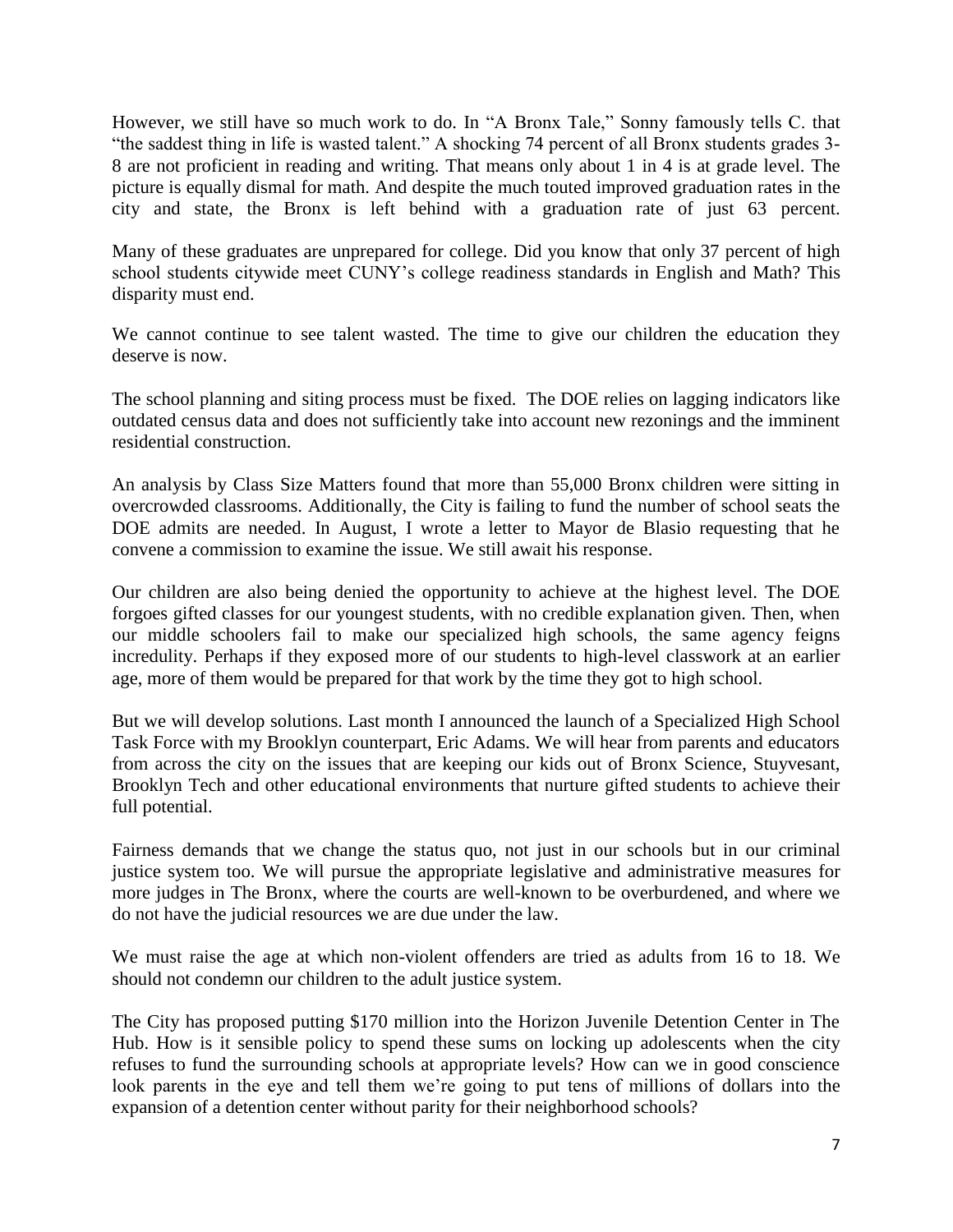However, we still have so much work to do. In "A Bronx Tale," Sonny famously tells C. that "the saddest thing in life is wasted talent." A shocking 74 percent of all Bronx students grades 3-8 are not proficient in reading and writing. That means only about 1 in 4 is at grade level. The picture is equally dismal for math. And despite the much touted improved graduation rates in the city and state, the Bronx is left behind with a graduation rate of just 63 percent.

Many of these graduates are unprepared for college. Did you know that only 37 percent of high school students citywide meet CUNY's college readiness standards in English and Math? This disparity must end.

We cannot continue to see talent wasted. The time to give our children the education they deserve is now.

The school planning and siting process must be fixed. The DOE relies on lagging indicators like outdated census data and does not sufficiently take into account new rezonings and the imminent residential construction.

An analysis by Class Size Matters found that more than 55,000 Bronx children were sitting in overcrowded classrooms. Additionally, the City is failing to fund the number of school seats the DOE admits are needed. In August, I wrote a letter to Mayor de Blasio requesting that he convene a commission to examine the issue. We still await his response.

Our children are also being denied the opportunity to achieve at the highest level. The DOE forgoes gifted classes for our youngest students, with no credible explanation given. Then, when our middle schoolers fail to make our specialized high schools, the same agency feigns incredulity. Perhaps if they exposed more of our students to high-level classwork at an earlier age, more of them would be prepared for that work by the time they got to high school.

But we will develop solutions. Last month I announced the launch of a Specialized High School Task Force with my Brooklyn counterpart, Eric Adams. We will hear from parents and educators from across the city on the issues that are keeping our kids out of Bronx Science, Stuyvesant, Brooklyn Tech and other educational environments that nurture gifted students to achieve their full potential.

Fairness demands that we change the status quo, not just in our schools but in our criminal justice system too. We will pursue the appropriate legislative and administrative measures for more judges in The Bronx, where the courts are well-known to be overburdened, and where we do not have the judicial resources we are due under the law.

We must raise the age at which non-violent offenders are tried as adults from 16 to 18. We should not condemn our children to the adult justice system.

The City has proposed putting $170 million into the Horizon Juvenile Detention Center in The Hub. How is it sensible policy to spend these sums on locking up adolescents when the city refuses to fund the surrounding schools at appropriate levels? How can we in good conscience look parents in the eye and tell them we're going to put tens of millions of dollars into the expansion of a detention center without parity for their neighborhood schools?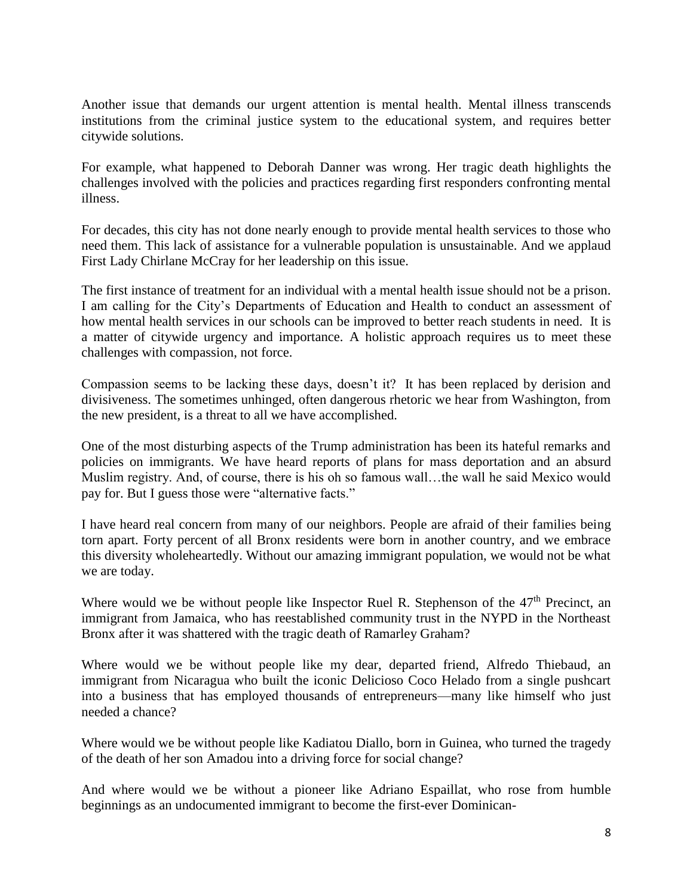Another issue that demands our urgent attention is mental health. Mental illness transcends institutions from the criminal justice system to the educational system, and requires better citywide solutions.

For example, what happened to Deborah Danner was wrong. Her tragic death highlights the challenges involved with the policies and practices regarding first responders confronting mental illness.

For decades, this city has not done nearly enough to provide mental health services to those who need them. This lack of assistance for a vulnerable population is unsustainable. And we applaud First Lady Chirlane McCray for her leadership on this issue.

The first instance of treatment for an individual with a mental health issue should not be a prison. I am calling for the City's Departments of Education and Health to conduct an assessment of how mental health services in our schools can be improved to better reach students in need. It is a matter of citywide urgency and importance. A holistic approach requires us to meet these challenges with compassion, not force.

Compassion seems to be lacking these days, doesn't it? It has been replaced by derision and divisiveness. The sometimes unhinged, often dangerous rhetoric we hear from Washington, from the new president, is a threat to all we have accomplished.

One of the most disturbing aspects of the Trump administration has been its hateful remarks and policies on immigrants. We have heard reports of plans for mass deportation and an absurd Muslim registry. And, of course, there is his oh so famous wall…the wall he said Mexico would pay for. But I guess those were "alternative facts."

I have heard real concern from many of our neighbors. People are afraid of their families being torn apart. Forty percent of all Bronx residents were born in another country, and we embrace this diversity wholeheartedly. Without our amazing immigrant population, we would not be what we are today.

Where would we be without people like Inspector Ruel R. Stephenson of the 47th Precinct, an immigrant from Jamaica, who has reestablished community trust in the NYPD in the Northeast Bronx after it was shattered with the tragic death of Ramarley Graham?

Where would we be without people like my dear, departed friend, Alfredo Thiebaud, an immigrant from Nicaragua who built the iconic Delicioso Coco Helado from a single pushcart into a business that has employed thousands of entrepreneurs—many like himself who just needed a chance?

Where would we be without people like Kadiatou Diallo, born in Guinea, who turned the tragedy of the death of her son Amadou into a driving force for social change?

And where would we be without a pioneer like Adriano Espaillat, who rose from humble beginnings as an undocumented immigrant to become the first-ever Dominican-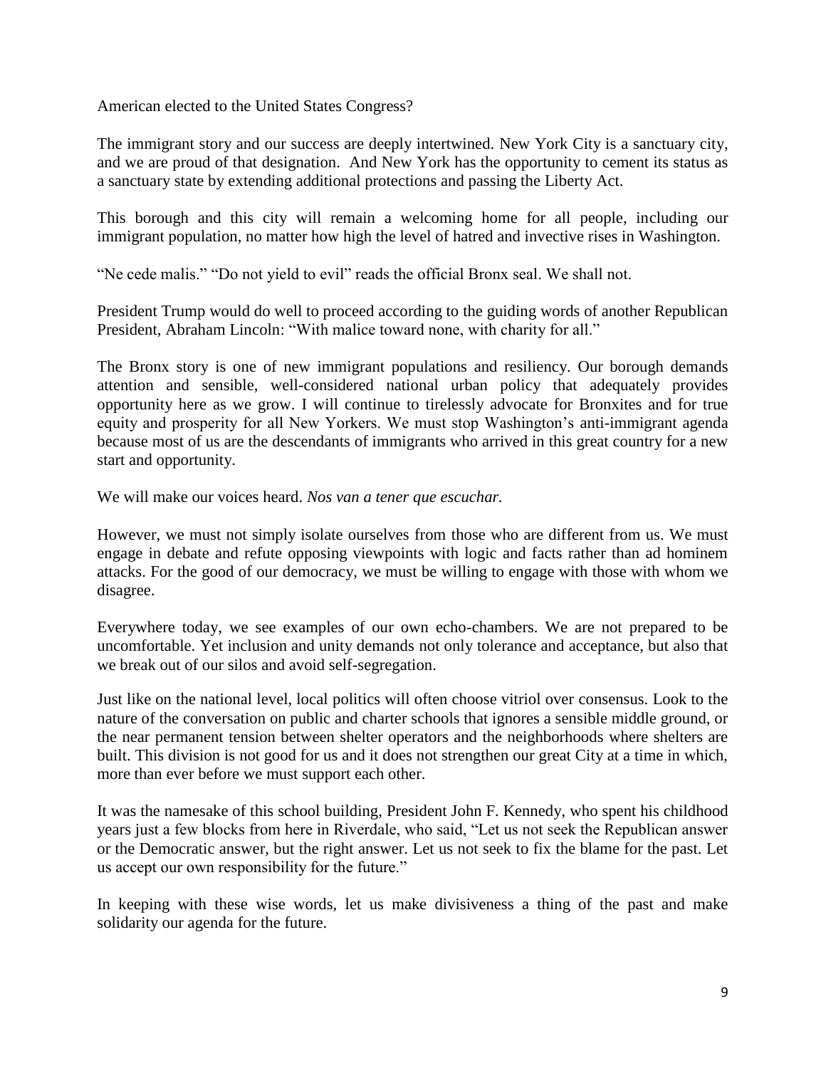American elected to the United States Congress?

The immigrant story and our success are deeply intertwined. New York City is a sanctuary city, and we are proud of that designation. And New York has the opportunity to cement its status as a sanctuary state by extending additional protections and passing the Liberty Act.

This borough and this city will remain a welcoming home for all people, including our immigrant population, no matter how high the level of hatred and invective rises in Washington.

"Ne cede malis." "Do not yield to evil" reads the official Bronx seal. We shall not.

President Trump would do well to proceed according to the guiding words of another Republican President, Abraham Lincoln: "With malice toward none, with charity for all."

The Bronx story is one of new immigrant populations and resiliency. Our borough demands attention and sensible, well-considered national urban policy that adequately provides opportunity here as we grow. I will continue to tirelessly advocate for Bronxites and for true equity and prosperity for all New Yorkers. We must stop Washington's anti-immigrant agenda because most of us are the descendants of immigrants who arrived in this great country for a new start and opportunity.

We will make our voices heard. *Nos van a tener que escuchar.*

However, we must not simply isolate ourselves from those who are different from us. We must engage in debate and refute opposing viewpoints with logic and facts rather than ad hominem attacks. For the good of our democracy, we must be willing to engage with those with whom we disagree.

Everywhere today, we see examples of our own echo-chambers. We are not prepared to be uncomfortable. Yet inclusion and unity demands not only tolerance and acceptance, but also that we break out of our silos and avoid self-segregation.

Just like on the national level, local politics will often choose vitriol over consensus. Look to the nature of the conversation on public and charter schools that ignores a sensible middle ground, or the near permanent tension between shelter operators and the neighborhoods where shelters are built. This division is not good for us and it does not strengthen our great City at a time in which, more than ever before we must support each other.

It was the namesake of this school building, President John F. Kennedy, who spent his childhood years just a few blocks from here in Riverdale, who said, "Let us not seek the Republican answer or the Democratic answer, but the right answer. Let us not seek to fix the blame for the past. Let us accept our own responsibility for the future."

In keeping with these wise words, let us make divisiveness a thing of the past and make solidarity our agenda for the future.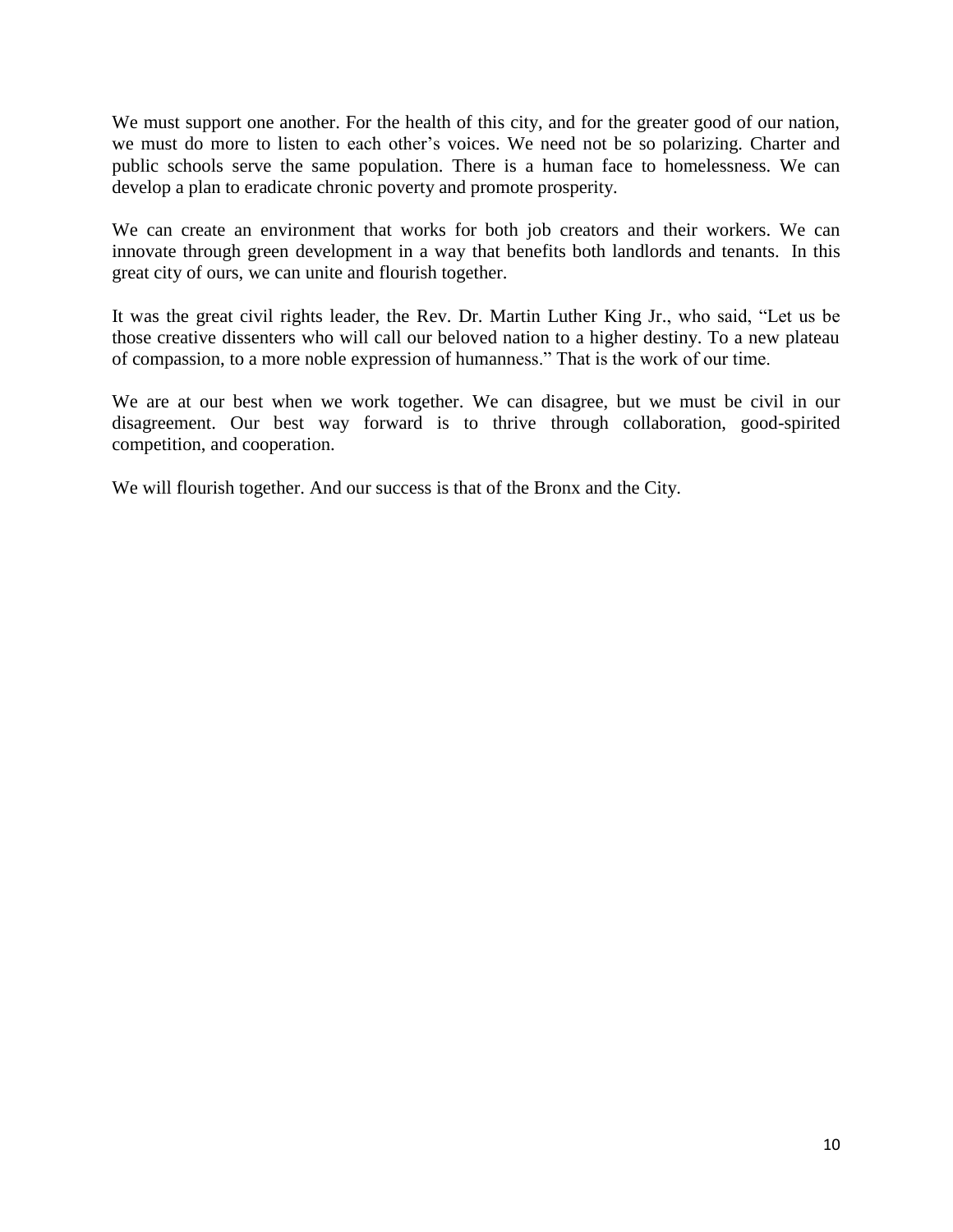We must support one another. For the health of this city, and for the greater good of our nation, we must do more to listen to each other's voices. We need not be so polarizing. Charter and public schools serve the same population. There is a human face to homelessness. We can develop a plan to eradicate chronic poverty and promote prosperity.

We can create an environment that works for both job creators and their workers. We can innovate through green development in a way that benefits both landlords and tenants. In this great city of ours, we can unite and flourish together.

It was the great civil rights leader, the Rev. Dr. Martin Luther King Jr., who said, "Let us be those creative dissenters who will call our beloved nation to a higher destiny. To a new plateau of compassion, to a more noble expression of humanness." That is the work of our time.

We are at our best when we work together. We can disagree, but we must be civil in our disagreement. Our best way forward is to thrive through collaboration, good-spirited competition, and cooperation.

We will flourish together. And our success is that of the Bronx and the City.